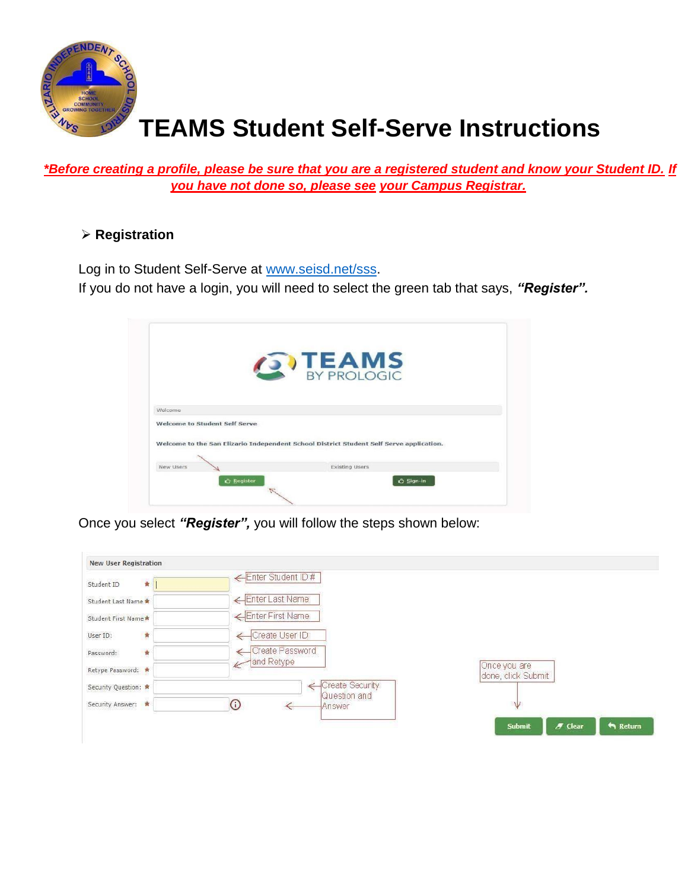# TEAMS Student Self-Serve Instructions

***Before creating a profile, please be sure that you are a registered student and know your Student ID. If you have not done so, please see your Campus Registrar.***

- **Registration**

Log in to Student Self-Serve at www.seisd.net/sss.

If you do not have a login, you will need to select the green tab that says, ***"Register".***

Once you select ***"Register",*** you will follow the steps shown below: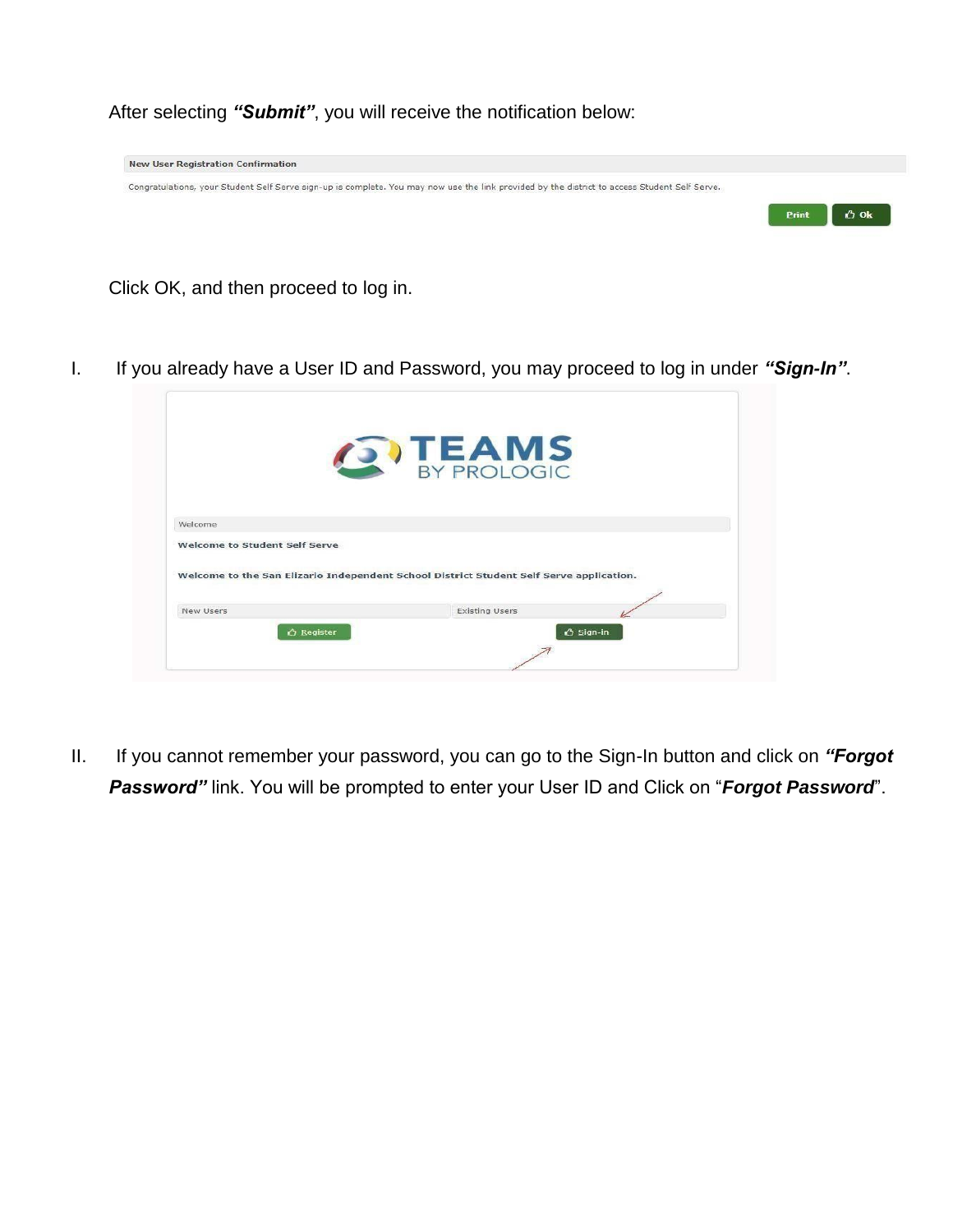After selecting ***"Submit"***, you will receive the notification below:

Click OK, and then proceed to log in.

I. If you already have a User ID and Password, you may proceed to log in under ***"Sign-In"***.

II. If you cannot remember your password, you can go to the Sign-In button and click on ***"Forgot Password"*** link. You will be prompted to enter your User ID and Click on "***Forgot Password***".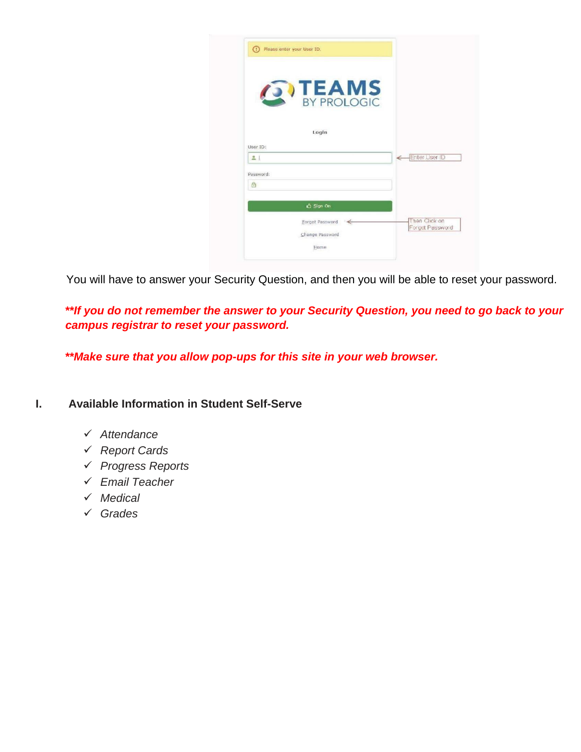You will have to answer your Security Question, and then you will be able to reset your password.

***\*If you do not remember the answer to your Security Question, you need to go back to your campus registrar to reset your password.***

***\*Make sure that you allow pop-ups for this site in your web browser.***

## I. Available Information in Student Self-Serve

- ✓ *Attendance*
- ✓ *Report Cards*
- ✓ *Progress Reports*
- ✓ *Email Teacher*
- ✓ *Medical*
- ✓ *Grades*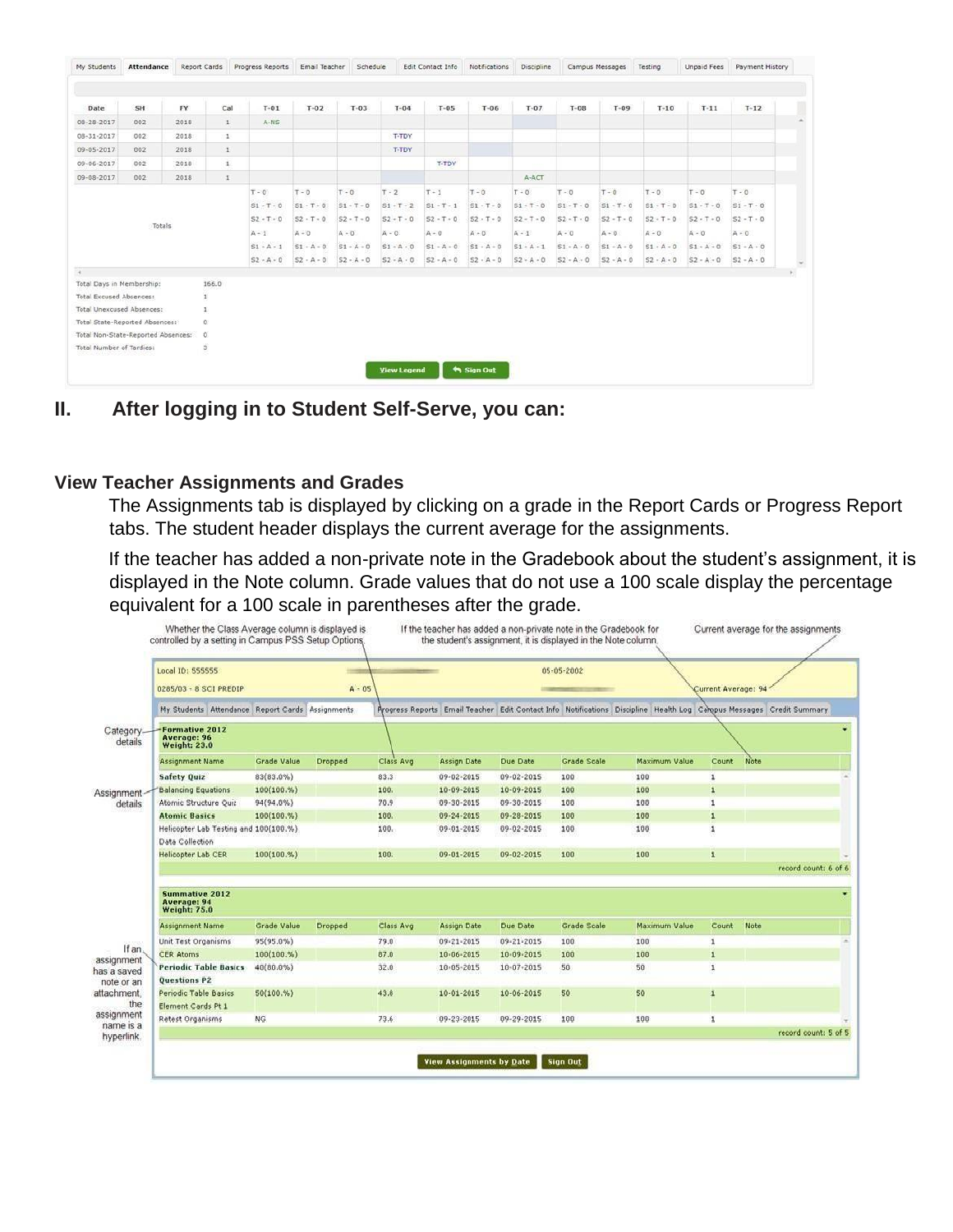| My Students | Attendance | Report Cards | Progress Reports | Email Teacher | Schedule | Edit Contact Info | Notifications | Discipline | Campus Messages | Testing | Unpaid Fees | Payment History |
|---|---|---|---|---|---|---|---|---|---|---|---|---|

| Date | SH | FY | Cal | T-01 | T-02 | T-03 | T-04 | T-05 | T-06 | T-07 | T-08 | T-09 | T-10 | T-11 | T-12 |
|---|---|---|---|---|---|---|---|---|---|---|---|---|---|---|---|
| 08-28-2017 | 002 | 2018 | 1 | A-NS | | | | | | | | | | | |
| 08-31-2017 | 002 | 2018 | 1 | | | | T-TDY | | | | | | | | |
| 09-05-2017 | 002 | 2018 | 1 | | | | T-TDY | | | | | | | | |
| 09-06-2017 | 002 | 2018 | 1 | | | | | T-TDY | | | | | | | |
| 09-08-2017 | 002 | 2018 | 1 | | | | | | | A-ACT | | | | | |
| Totals | | | | T - 0<br>S1 - T - 0<br>S2 - T - 0<br>A - 1<br>S1 - A - 1<br>S2 - A - 0 | T - 0<br>S1 - T - 0<br>S2 - T - 0<br>A - 0<br>S1 - A - 0<br>S2 - A - 0 | T - 0<br>S1 - T - 0<br>S2 - T - 0<br>A - 0<br>S1 - A - 0<br>S2 - A - 0 | T - 2<br>S1 - T - 2<br>S2 - T - 0<br>A - 0<br>S1 - A - 0<br>S2 - A - 0 | T - 1<br>S1 - T - 1<br>S2 - T - 0<br>A - 0<br>S1 - A - 0<br>S2 - A - 0 | T - 0<br>S1 - T - 0<br>S2 - T - 0<br>A - 0<br>S1 - A - 0<br>S2 - A - 0 | T - 0<br>S1 - T - 0<br>S2 - T - 0<br>A - 1<br>S1 - A - 1<br>S2 - A - 0 | T - 0<br>S1 - T - 0<br>S2 - T - 0<br>A - 0<br>S1 - A - 0<br>S2 - A - 0 | T - 0<br>S1 - T - 0<br>S2 - T - 0<br>A - 0<br>S1 - A - 0<br>S2 - A - 0 | T - 0<br>S1 - T - 0<br>S2 - T - 0<br>A - 0<br>S1 - A - 0<br>S2 - A - 0 | T - 0<br>S1 - T - 0<br>S2 - T - 0<br>A - 0<br>S1 - A - 0<br>S2 - A - 0 | T - 0<br>S1 - T - 0<br>S2 - T - 0<br>A - 0<br>S1 - A - 0<br>S2 - A - 0 |

Total Days in Membership: 166.0
Total Excused Absences: 1
Total Unexcused Absences: 1
Total State-Reported Absences: 0
Total Non-State-Reported Absences: 0
Total Number of Tardies: 3

View Legend | Sign Out

## II. After logging in to Student Self-Serve, you can:

### View Teacher Assignments and Grades

The Assignments tab is displayed by clicking on a grade in the Report Cards or Progress Report tabs. The student header displays the current average for the assignments.

If the teacher has added a non-private note in the Gradebook about the student's assignment, it is displayed in the Note column. Grade values that do not use a 100 scale display the percentage equivalent for a 100 scale in parentheses after the grade.

Whether the Class Average column is displayed is controlled by a setting in Campus PSS Setup Options.

If the teacher has added a non-private note in the Gradebook for the student's assignment, it is displayed in the Note column.

Current average for the assignments

Local ID: 555555 — 05-05-2002
0285/03 - 8 SCI PREDIP — A - 05 — Current Average: 94

My Students | Attendance | Report Cards | Assignments | Progress Reports | Email Teacher | Edit Contact Info | Notifications | Discipline | Health Log | Campus Messages | Credit Summary

Category details: **Formative 2012** — Average: 96 — Weight: 23.0

Assignment details:

| Assignment Name | Grade Value | Dropped | Class Avg | Assign Date | Due Date | Grade Scale | Maximum Value | Count | Note |
|---|---|---|---|---|---|---|---|---|---|
| Safety Quiz | 83(83.0%) | | 83.3 | 09-02-2015 | 09-02-2015 | 100 | 100 | 1 | |
| Balancing Equations | 100(100.%) | | 100. | 10-09-2015 | 10-09-2015 | 100 | 100 | 1 | |
| Atomic Structure Quiz | 94(94.0%) | | 70.9 | 09-30-2015 | 09-30-2015 | 100 | 100 | 1 | |
| Atomic Basics | 100(100.%) | | 100. | 09-24-2015 | 09-28-2015 | 100 | 100 | 1 | |
| Helicopter Lab Testing and Data Collection | 100(100.%) | | 100. | 09-01-2015 | 09-02-2015 | 100 | 100 | 1 | |
| Helicopter Lab CER | 100(100.%) | | 100. | 09-01-2015 | 09-02-2015 | 100 | 100 | 1 | |

record count: 6 of 6

**Summative 2012** — Average: 94 — Weight: 75.0

| Assignment Name | Grade Value | Dropped | Class Avg | Assign Date | Due Date | Grade Scale | Maximum Value | Count | Note |
|---|---|---|---|---|---|---|---|---|---|
| Unit Test Organisms | 95(95.0%) | | 79.0 | 09-21-2015 | 09-21-2015 | 100 | 100 | 1 | |
| CER Atoms | 100(100.%) | | 87.0 | 10-06-2015 | 10-09-2015 | 100 | 100 | 1 | |
| Periodic Table Basics Questions P2 | 40(80.0%) | | 32.0 | 10-05-2015 | 10-07-2015 | 50 | 50 | 1 | |
| Periodic Table Basics Element Cards Pt 1 | 50(100.%) | | 43.0 | 10-01-2015 | 10-06-2015 | 50 | 50 | 1 | |
| Retest Organisms | NG | | 73.6 | 09-23-2015 | 09-29-2015 | 100 | 100 | 1 | |

record count: 5 of 5

If an assignment has a saved note or an attachment, the assignment name is a hyperlink.

View Assignments by Date | Sign Out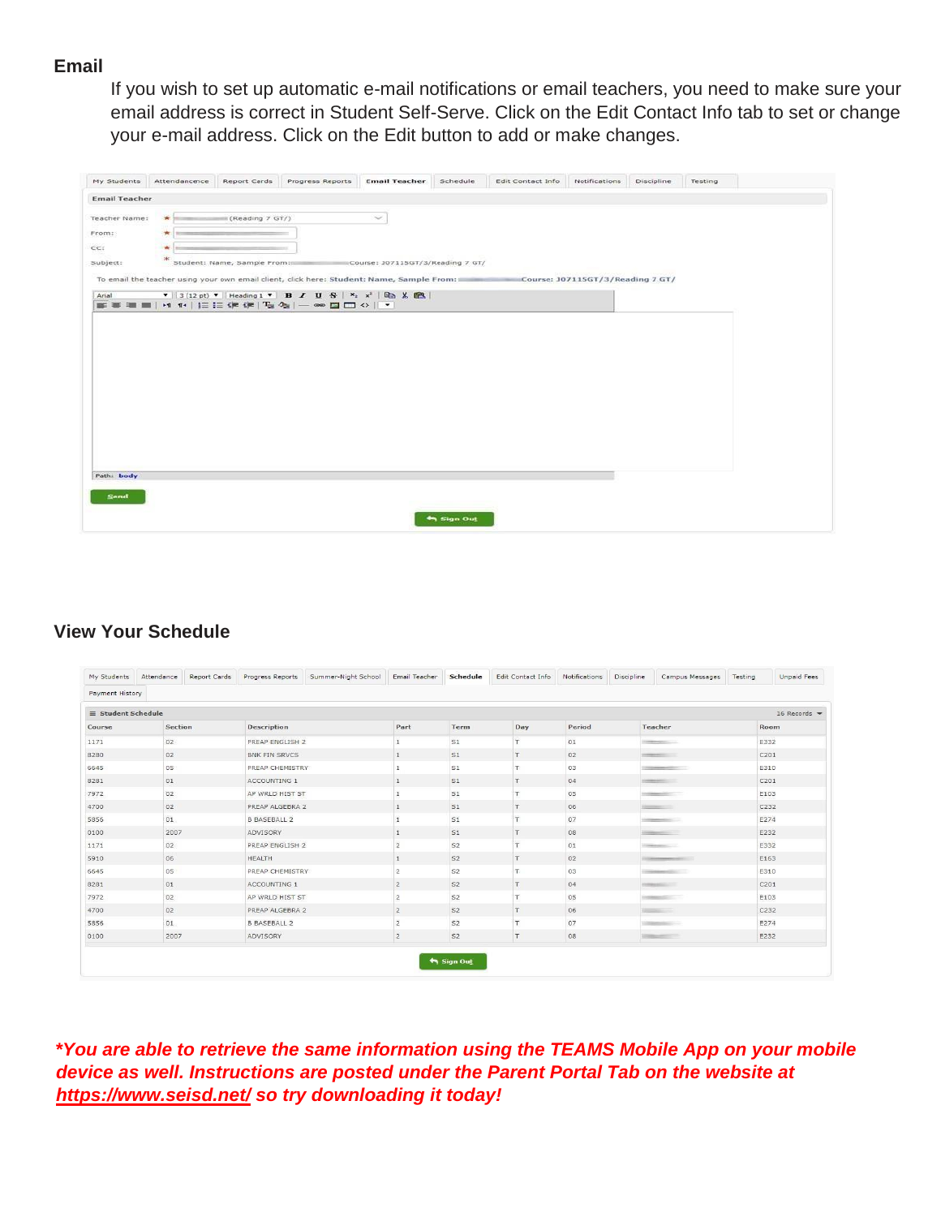## Email

If you wish to set up automatic e-mail notifications or email teachers, you need to make sure your email address is correct in Student Self-Serve. Click on the Edit Contact Info tab to set or change your e-mail address. Click on the Edit button to add or make changes.

My Students | Attendancence | Report Cards | Progress Reports | Email Teacher | Schedule | Edit Contact Info | Notifications | Discipline | Testing

Email Teacher

Teacher Name: (Reading 7 GT/)

From:

CC:

Subject: Student: Name, Sample From: Course: J07115GT/3/Reading 7 GT/

To email the teacher using your own email client, click here: Student: Name, Sample From: Course: J07115GT/3/Reading 7 GT/

Path: body

Send

Sign Out

## View Your Schedule

My Students | Attendance | Report Cards | Progress Reports | Summer-Night School | Email Teacher | Schedule | Edit Contact Info | Notifications | Discipline | Campus Messages | Testing | Unpaid Fees | Payment History

Student Schedule — 16 Records

| Course | Section | Description | Part | Term | Day | Period | Teacher | Room |
|---|---|---|---|---|---|---|---|---|
| 1171 | 02 | PREAP ENGLISH 2 | 1 | S1 | T | 01 | | E332 |
| 8280 | 02 | BNK FIN SRVCS | 1 | S1 | T | 02 | | C201 |
| 6645 | 05 | PREAP CHEMISTRY | 1 | S1 | T | 03 | | E310 |
| 8281 | 01 | ACCOUNTING 1 | 1 | S1 | T | 04 | | C201 |
| 7972 | 02 | AP WRLD HIST ST | 1 | S1 | T | 05 | | E103 |
| 4700 | 02 | PREAP ALGEBRA 2 | 1 | S1 | T | 06 | | C232 |
| 5856 | 01 | B BASEBALL 2 | 1 | S1 | T | 07 | | E274 |
| 0100 | 2007 | ADVISORY | 1 | S1 | T | 08 | | E232 |
| 1171 | 02 | PREAP ENGLISH 2 | 2 | S2 | T | 01 | | E332 |
| 5910 | 06 | HEALTH | 1 | S2 | T | 02 | | E163 |
| 6645 | 05 | PREAP CHEMISTRY | 2 | S2 | T | 03 | | E310 |
| 8281 | 01 | ACCOUNTING 1 | 2 | S2 | T | 04 | | C201 |
| 7972 | 02 | AP WRLD HIST ST | 2 | S2 | T | 05 | | E103 |
| 4700 | 02 | PREAP ALGEBRA 2 | 2 | S2 | T | 06 | | C232 |
| 5856 | 01 | B BASEBALL 2 | 2 | S2 | T | 07 | | E274 |
| 0100 | 2007 | ADVISORY | 2 | S2 | T | 08 | | E232 |

Sign Out

***\*You are able to retrieve the same information using the TEAMS Mobile App on your mobile device as well. Instructions are posted under the Parent Portal Tab on the website at https://www.seisd.net/ so try downloading it today!***